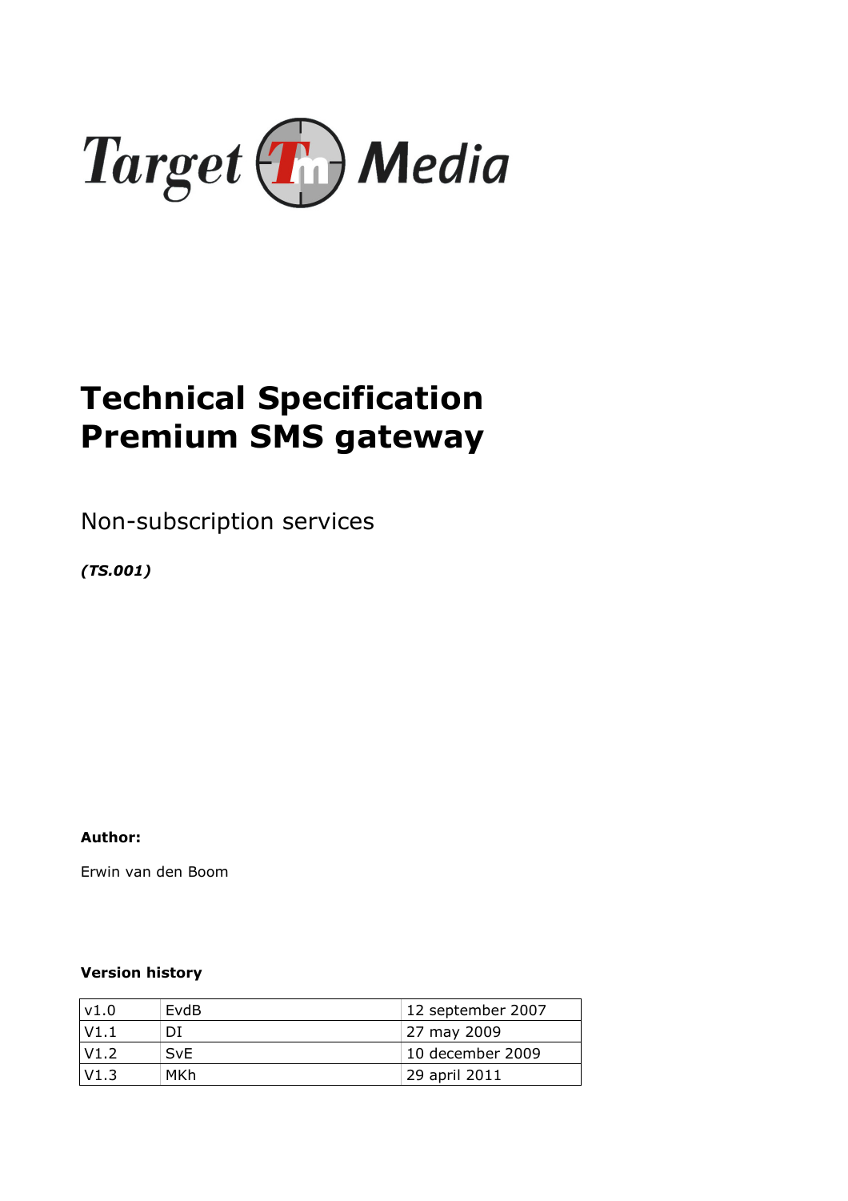Target Media

# Technical Specification
# Premium SMS gateway

Non-subscription services

***(TS.001)***

**Author:**

Erwin van den Boom

**Version history**

| v1.0 | EvdB | 12 september 2007 |
|---|---|---|
| V1.1 | DI | 27 may 2009 |
| V1.2 | SvE | 10 december 2009 |
| V1.3 | MKh | 29 april 2011 |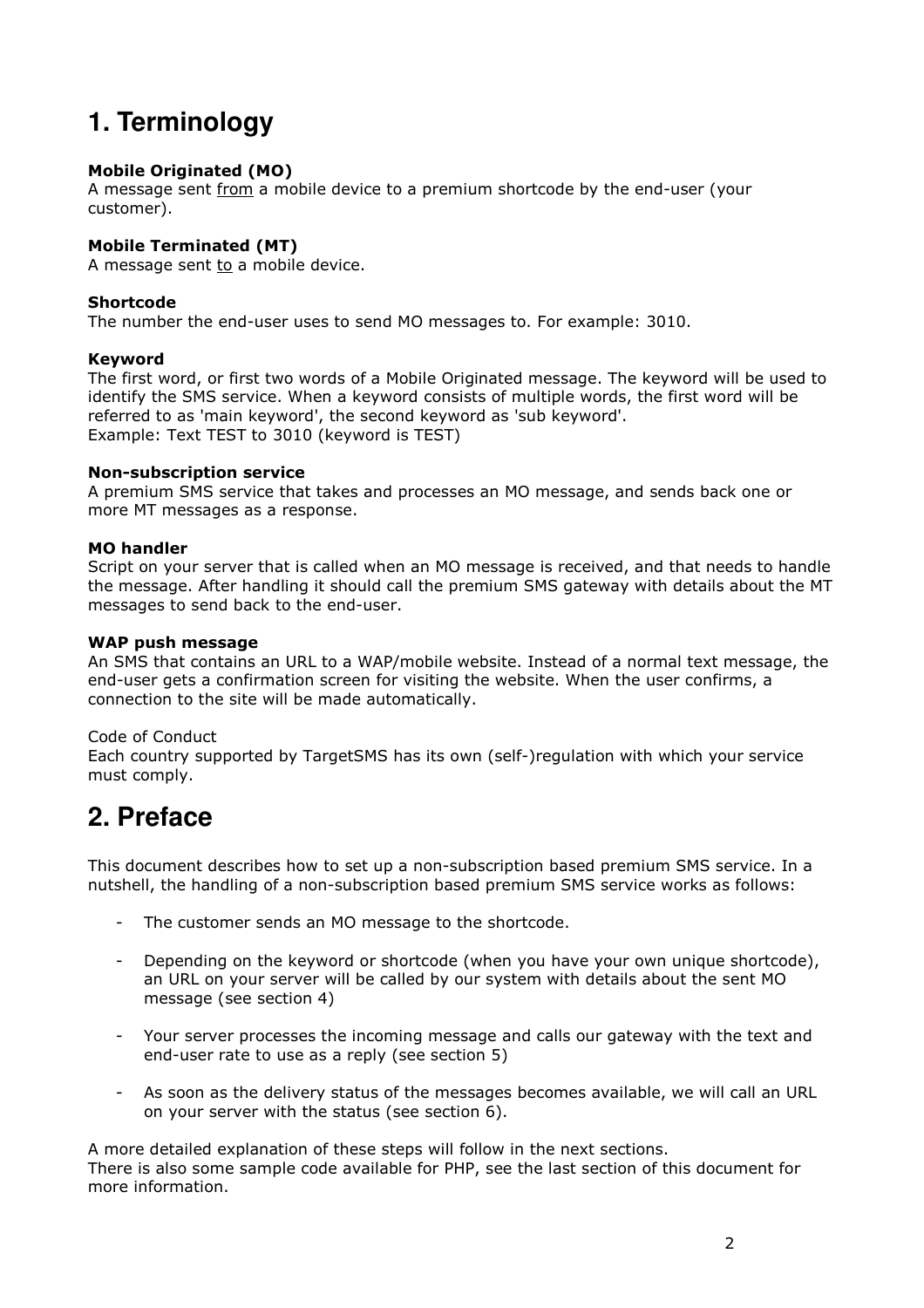# 1. Terminology

**Mobile Originated (MO)**
A message sent from a mobile device to a premium shortcode by the end-user (your customer).

**Mobile Terminated (MT)**
A message sent to a mobile device.

**Shortcode**
The number the end-user uses to send MO messages to. For example: 3010.

**Keyword**
The first word, or first two words of a Mobile Originated message. The keyword will be used to identify the SMS service. When a keyword consists of multiple words, the first word will be referred to as 'main keyword', the second keyword as 'sub keyword'.
Example: Text TEST to 3010 (keyword is TEST)

**Non-subscription service**
A premium SMS service that takes and processes an MO message, and sends back one or more MT messages as a response.

**MO handler**
Script on your server that is called when an MO message is received, and that needs to handle the message. After handling it should call the premium SMS gateway with details about the MT messages to send back to the end-user.

**WAP push message**
An SMS that contains an URL to a WAP/mobile website. Instead of a normal text message, the end-user gets a confirmation screen for visiting the website. When the user confirms, a connection to the site will be made automatically.

Code of Conduct
Each country supported by TargetSMS has its own (self-)regulation with which your service must comply.

# 2. Preface

This document describes how to set up a non-subscription based premium SMS service. In a nutshell, the handling of a non-subscription based premium SMS service works as follows:

- The customer sends an MO message to the shortcode.
- Depending on the keyword or shortcode (when you have your own unique shortcode), an URL on your server will be called by our system with details about the sent MO message (see section 4)
- Your server processes the incoming message and calls our gateway with the text and end-user rate to use as a reply (see section 5)
- As soon as the delivery status of the messages becomes available, we will call an URL on your server with the status (see section 6).

A more detailed explanation of these steps will follow in the next sections.
There is also some sample code available for PHP, see the last section of this document for more information.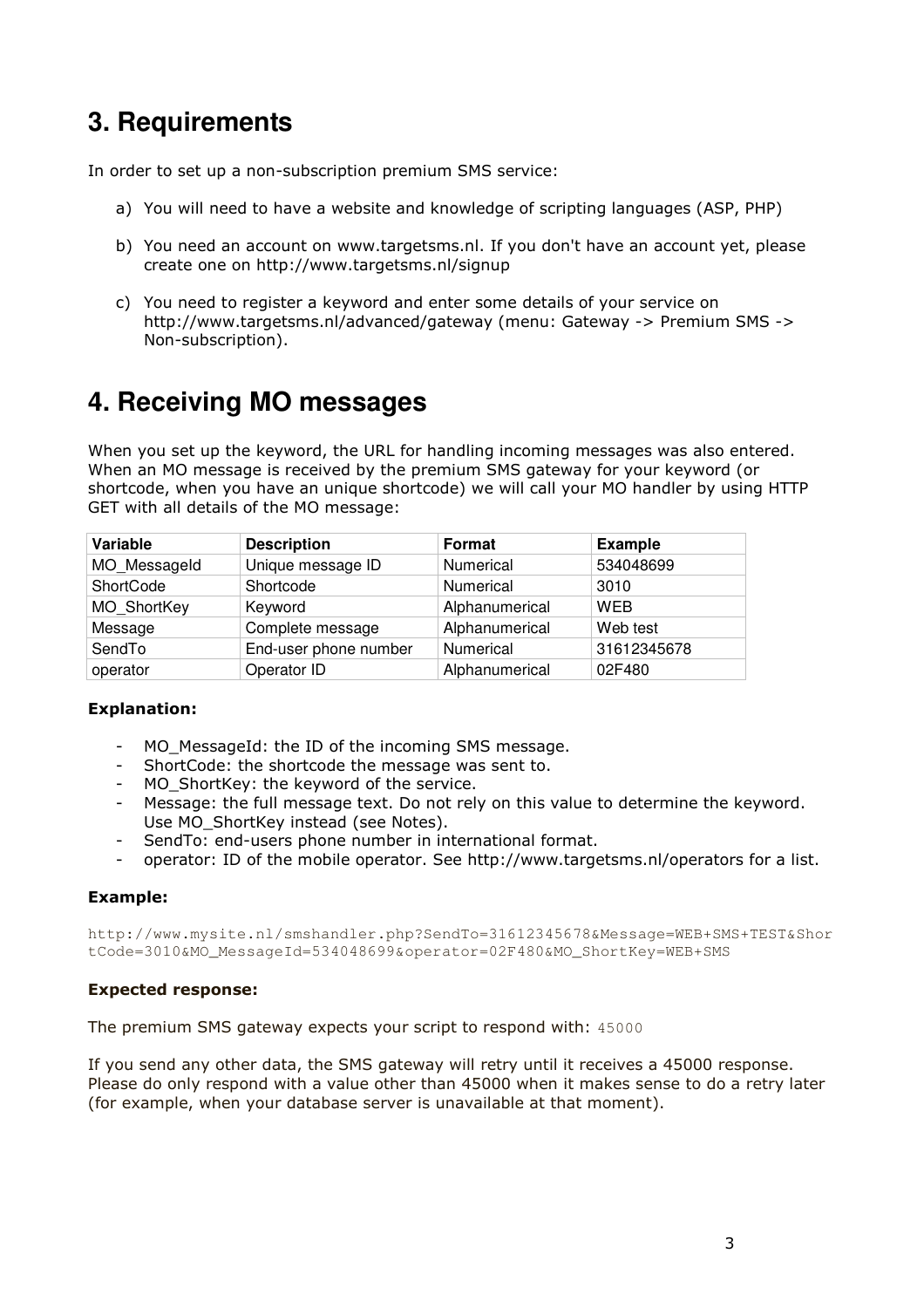## 3. Requirements

In order to set up a non-subscription premium SMS service:

a) You will need to have a website and knowledge of scripting languages (ASP, PHP)

b) You need an account on www.targetsms.nl. If you don't have an account yet, please create one on http://www.targetsms.nl/signup

c) You need to register a keyword and enter some details of your service on http://www.targetsms.nl/advanced/gateway (menu: Gateway -> Premium SMS -> Non-subscription).

## 4. Receiving MO messages

When you set up the keyword, the URL for handling incoming messages was also entered. When an MO message is received by the premium SMS gateway for your keyword (or shortcode, when you have an unique shortcode) we will call your MO handler by using HTTP GET with all details of the MO message:

| Variable | Description | Format | Example |
|---|---|---|---|
| MO_MessageId | Unique message ID | Numerical | 534048699 |
| ShortCode | Shortcode | Numerical | 3010 |
| MO_ShortKey | Keyword | Alphanumerical | WEB |
| Message | Complete message | Alphanumerical | Web test |
| SendTo | End-user phone number | Numerical | 31612345678 |
| operator | Operator ID | Alphanumerical | 02F480 |

**Explanation:**

- MO_MessageId: the ID of the incoming SMS message.
- ShortCode: the shortcode the message was sent to.
- MO_ShortKey: the keyword of the service.
- Message: the full message text. Do not rely on this value to determine the keyword. Use MO_ShortKey instead (see Notes).
- SendTo: end-users phone number in international format.
- operator: ID of the mobile operator. See http://www.targetsms.nl/operators for a list.

**Example:**

```
http://www.mysite.nl/smshandler.php?SendTo=31612345678&Message=WEB+SMS+TEST&ShortCode=3010&MO_MessageId=534048699&operator=02F480&MO_ShortKey=WEB+SMS
```

**Expected response:**

The premium SMS gateway expects your script to respond with: `45000`

If you send any other data, the SMS gateway will retry until it receives a 45000 response. Please do only respond with a value other than 45000 when it makes sense to do a retry later (for example, when your database server is unavailable at that moment).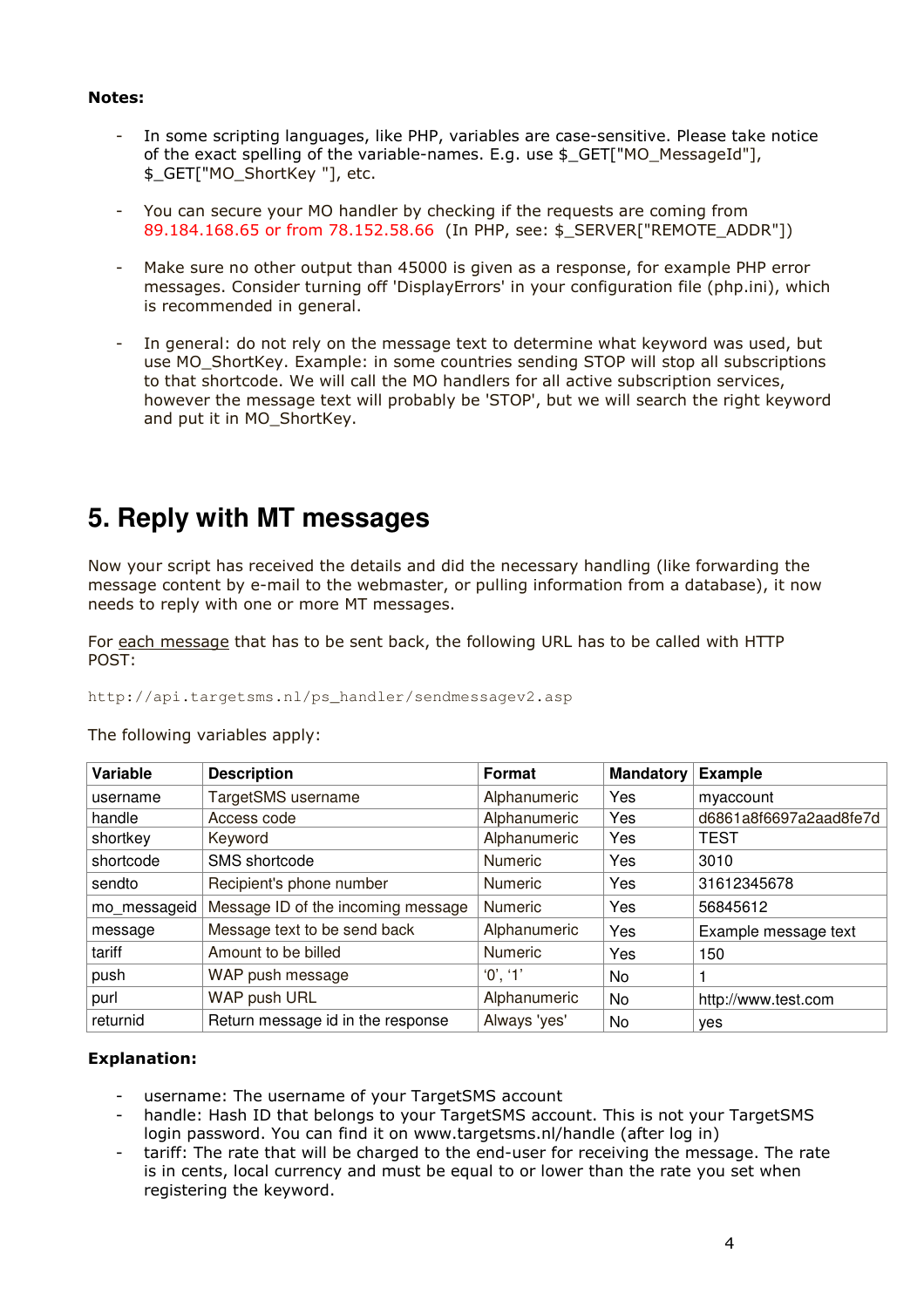**Notes:**

- In some scripting languages, like PHP, variables are case-sensitive. Please take notice of the exact spelling of the variable-names. E.g. use $_GET["MO_MessageId"], $_GET["MO_ShortKey "], etc.

- You can secure your MO handler by checking if the requests are coming from 89.184.168.65 or from 78.152.58.66 (In PHP, see: $_SERVER["REMOTE_ADDR"])

- Make sure no other output than 45000 is given as a response, for example PHP error messages. Consider turning off 'DisplayErrors' in your configuration file (php.ini), which is recommended in general.

- In general: do not rely on the message text to determine what keyword was used, but use MO_ShortKey. Example: in some countries sending STOP will stop all subscriptions to that shortcode. We will call the MO handlers for all active subscription services, however the message text will probably be 'STOP', but we will search the right keyword and put it in MO_ShortKey.

# 5. Reply with MT messages

Now your script has received the details and did the necessary handling (like forwarding the message content by e-mail to the webmaster, or pulling information from a database), it now needs to reply with one or more MT messages.

For each message that has to be sent back, the following URL has to be called with HTTP POST:

```
http://api.targetsms.nl/ps_handler/sendmessagev2.asp
```

The following variables apply:

| Variable | Description | Format | Mandatory | Example |
|---|---|---|---|---|
| username | TargetSMS username | Alphanumeric | Yes | myaccount |
| handle | Access code | Alphanumeric | Yes | d6861a8f6697a2aad8fe7d |
| shortkey | Keyword | Alphanumeric | Yes | TEST |
| shortcode | SMS shortcode | Numeric | Yes | 3010 |
| sendto | Recipient's phone number | Numeric | Yes | 31612345678 |
| mo_messageid | Message ID of the incoming message | Numeric | Yes | 56845612 |
| message | Message text to be send back | Alphanumeric | Yes | Example message text |
| tariff | Amount to be billed | Numeric | Yes | 150 |
| push | WAP push message | '0', '1' | No | 1 |
| purl | WAP push URL | Alphanumeric | No | http://www.test.com |
| returnid | Return message id in the response | Always 'yes' | No | yes |

**Explanation:**

- username: The username of your TargetSMS account
- handle: Hash ID that belongs to your TargetSMS account. This is not your TargetSMS login password. You can find it on www.targetsms.nl/handle (after log in)
- tariff: The rate that will be charged to the end-user for receiving the message. The rate is in cents, local currency and must be equal to or lower than the rate you set when registering the keyword.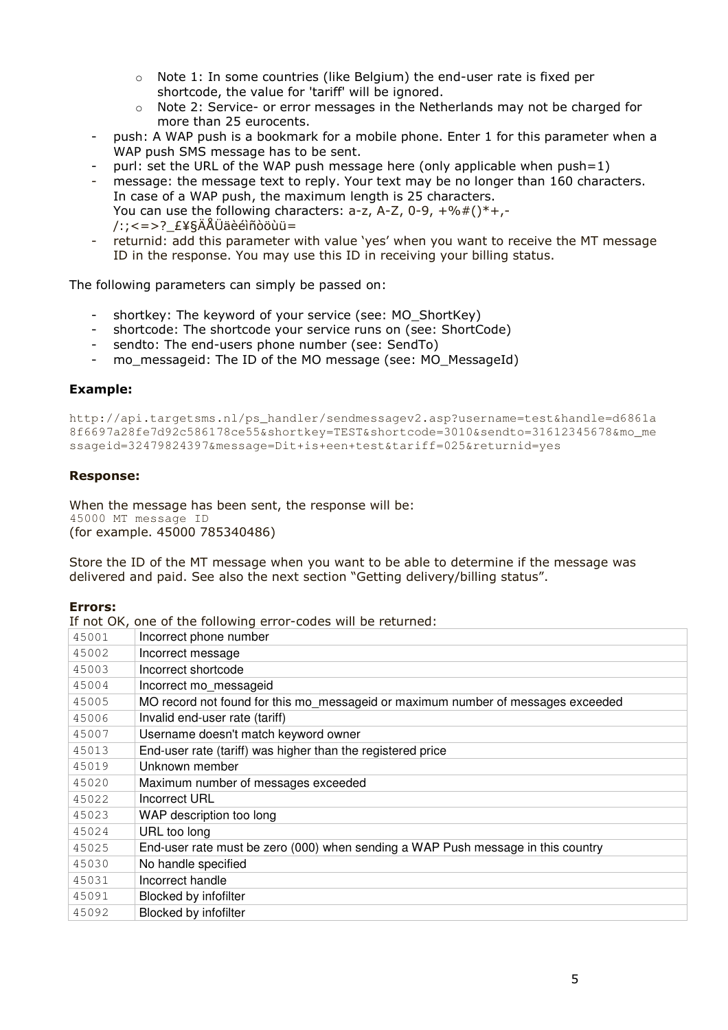- Note 1: In some countries (like Belgium) the end-user rate is fixed per shortcode, the value for 'tariff' will be ignored.
    - Note 2: Service- or error messages in the Netherlands may not be charged for more than 25 eurocents.
- push: A WAP push is a bookmark for a mobile phone. Enter 1 for this parameter when a WAP push SMS message has to be sent.
- purl: set the URL of the WAP push message here (only applicable when push=1)
- message: the message text to reply. Your text may be no longer than 160 characters. In case of a WAP push, the maximum length is 25 characters.
  You can use the following characters: a-z, A-Z, 0-9, +%#()*+,-/:;<=>?_£¥§ÄÅÜäèéìñòöùü=
- returnid: add this parameter with value 'yes' when you want to receive the MT message ID in the response. You may use this ID in receiving your billing status.

The following parameters can simply be passed on:

- shortkey: The keyword of your service (see: MO_ShortKey)
- shortcode: The shortcode your service runs on (see: ShortCode)
- sendto: The end-users phone number (see: SendTo)
- mo_messageid: The ID of the MO message (see: MO_MessageId)

**Example:**

```
http://api.targetsms.nl/ps_handler/sendmessagev2.asp?username=test&handle=d6861a8f6697a28fe7d92c586178ce55&shortkey=TEST&shortcode=3010&sendto=31612345678&mo_messageid=32479824397&message=Dit+is+een+test&tariff=025&returnid=yes
```

**Response:**

When the message has been sent, the response will be:
`45000 MT message ID`
(for example. 45000 785340486)

Store the ID of the MT message when you want to be able to determine if the message was delivered and paid. See also the next section "Getting delivery/billing status".

**Errors:**
If not OK, one of the following error-codes will be returned:

| Code | Description |
|---|---|
| 45001 | Incorrect phone number |
| 45002 | Incorrect message |
| 45003 | Incorrect shortcode |
| 45004 | Incorrect mo_messageid |
| 45005 | MO record not found for this mo_messageid or maximum number of messages exceeded |
| 45006 | Invalid end-user rate (tariff) |
| 45007 | Username doesn't match keyword owner |
| 45013 | End-user rate (tariff) was higher than the registered price |
| 45019 | Unknown member |
| 45020 | Maximum number of messages exceeded |
| 45022 | Incorrect URL |
| 45023 | WAP description too long |
| 45024 | URL too long |
| 45025 | End-user rate must be zero (000) when sending a WAP Push message in this country |
| 45030 | No handle specified |
| 45031 | Incorrect handle |
| 45091 | Blocked by infofilter |
| 45092 | Blocked by infofilter |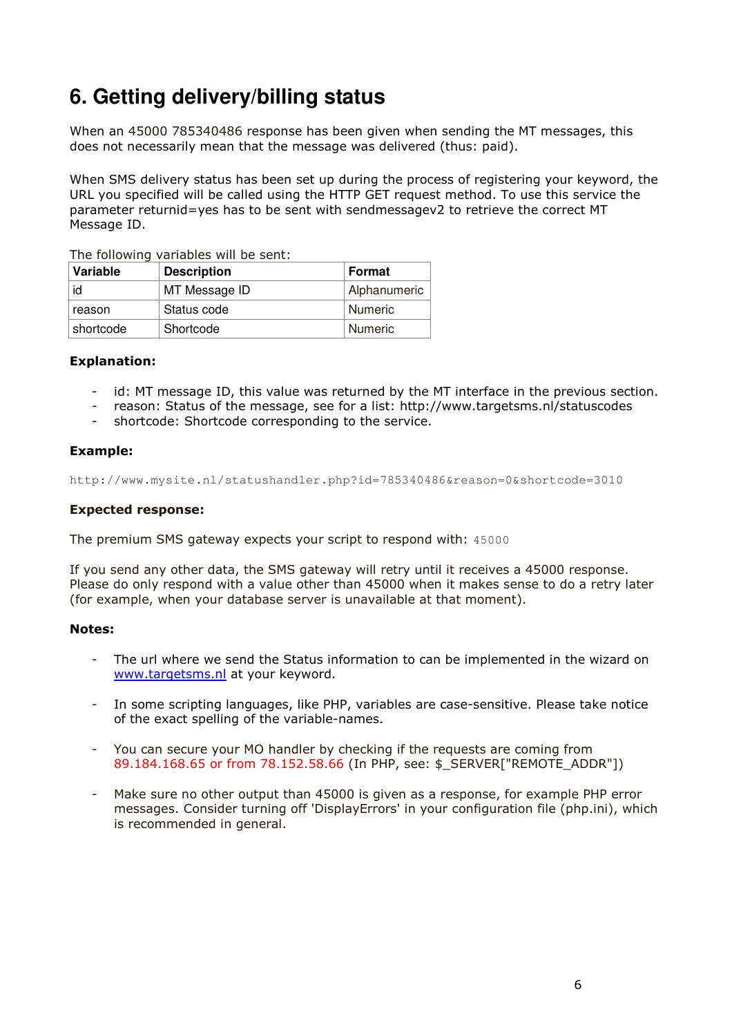# 6. Getting delivery/billing status

When an 45000 785340486 response has been given when sending the MT messages, this does not necessarily mean that the message was delivered (thus: paid).

When SMS delivery status has been set up during the process of registering your keyword, the URL you specified will be called using the HTTP GET request method. To use this service the parameter returnid=yes has to be sent with sendmessagev2 to retrieve the correct MT Message ID.

The following variables will be sent:

| Variable | Description | Format |
|---|---|---|
| id | MT Message ID | Alphanumeric |
| reason | Status code | Numeric |
| shortcode | Shortcode | Numeric |

**Explanation:**

- id: MT message ID, this value was returned by the MT interface in the previous section.
- reason: Status of the message, see for a list: http://www.targetsms.nl/statuscodes
- shortcode: Shortcode corresponding to the service.

**Example:**

```
http://www.mysite.nl/statushandler.php?id=785340486&reason=0&shortcode=3010
```

**Expected response:**

The premium SMS gateway expects your script to respond with: `45000`

If you send any other data, the SMS gateway will retry until it receives a 45000 response. Please do only respond with a value other than 45000 when it makes sense to do a retry later (for example, when your database server is unavailable at that moment).

**Notes:**

- The url where we send the Status information to can be implemented in the wizard on [www.targetsms.nl](http://www.targetsms.nl) at your keyword.

- In some scripting languages, like PHP, variables are case-sensitive. Please take notice of the exact spelling of the variable-names.

- You can secure your MO handler by checking if the requests are coming from 89.184.168.65 or from 78.152.58.66 (In PHP, see: $_SERVER["REMOTE_ADDR"])

- Make sure no other output than 45000 is given as a response, for example PHP error messages. Consider turning off 'DisplayErrors' in your configuration file (php.ini), which is recommended in general.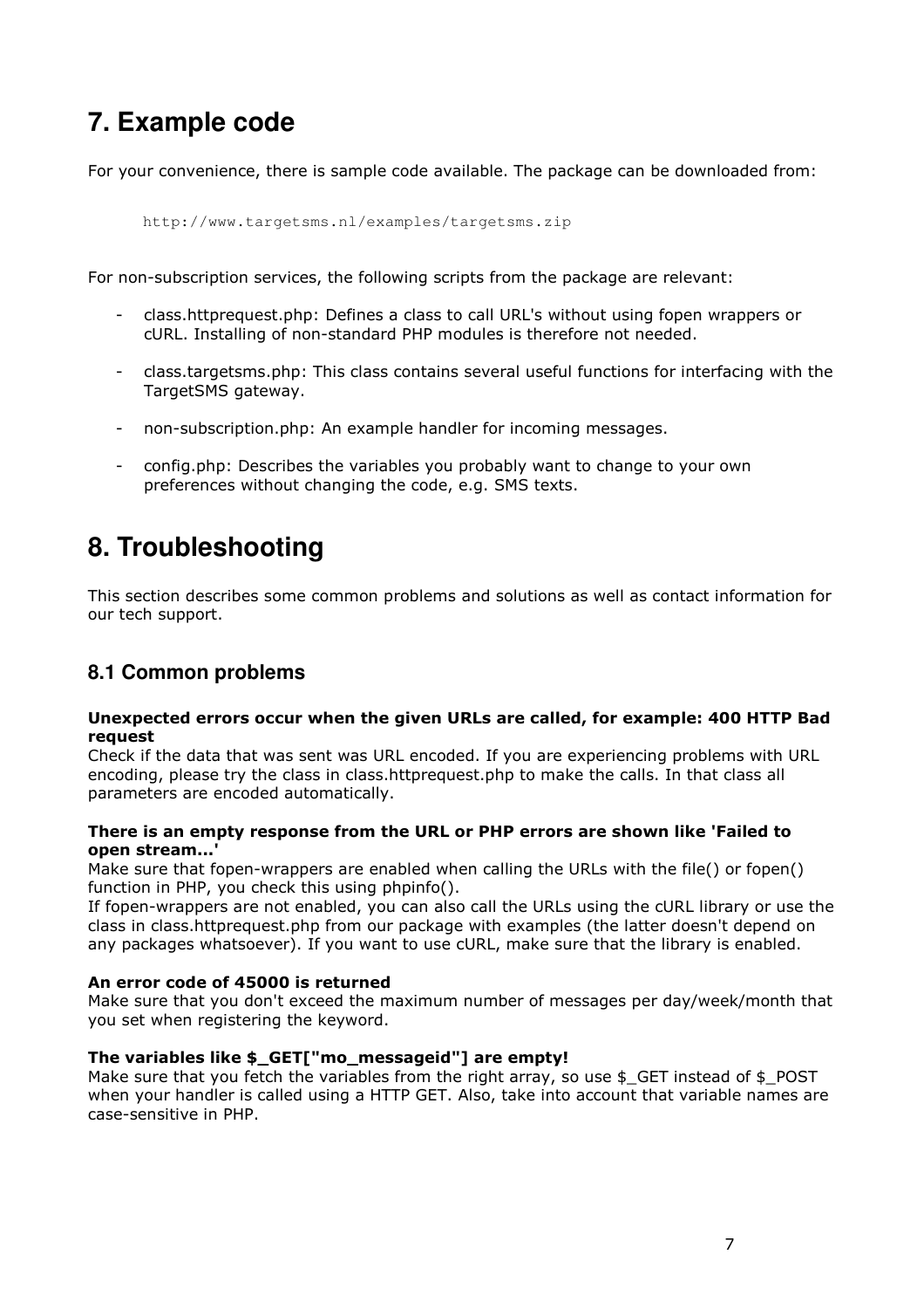# 7. Example code

For your convenience, there is sample code available. The package can be downloaded from:

```
http://www.targetsms.nl/examples/targetsms.zip
```

For non-subscription services, the following scripts from the package are relevant:

- class.httprequest.php: Defines a class to call URL's without using fopen wrappers or cURL. Installing of non-standard PHP modules is therefore not needed.
- class.targetsms.php: This class contains several useful functions for interfacing with the TargetSMS gateway.
- non-subscription.php: An example handler for incoming messages.
- config.php: Describes the variables you probably want to change to your own preferences without changing the code, e.g. SMS texts.

# 8. Troubleshooting

This section describes some common problems and solutions as well as contact information for our tech support.

## 8.1 Common problems

**Unexpected errors occur when the given URLs are called, for example: 400 HTTP Bad request**
Check if the data that was sent was URL encoded. If you are experiencing problems with URL encoding, please try the class in class.httprequest.php to make the calls. In that class all parameters are encoded automatically.

**There is an empty response from the URL or PHP errors are shown like 'Failed to open stream...'**
Make sure that fopen-wrappers are enabled when calling the URLs with the file() or fopen() function in PHP, you check this using phpinfo().
If fopen-wrappers are not enabled, you can also call the URLs using the cURL library or use the class in class.httprequest.php from our package with examples (the latter doesn't depend on any packages whatsoever). If you want to use cURL, make sure that the library is enabled.

**An error code of 45000 is returned**
Make sure that you don't exceed the maximum number of messages per day/week/month that you set when registering the keyword.

**The variables like $_GET["mo_messageid"] are empty!**
Make sure that you fetch the variables from the right array, so use $_GET instead of $_POST when your handler is called using a HTTP GET. Also, take into account that variable names are case-sensitive in PHP.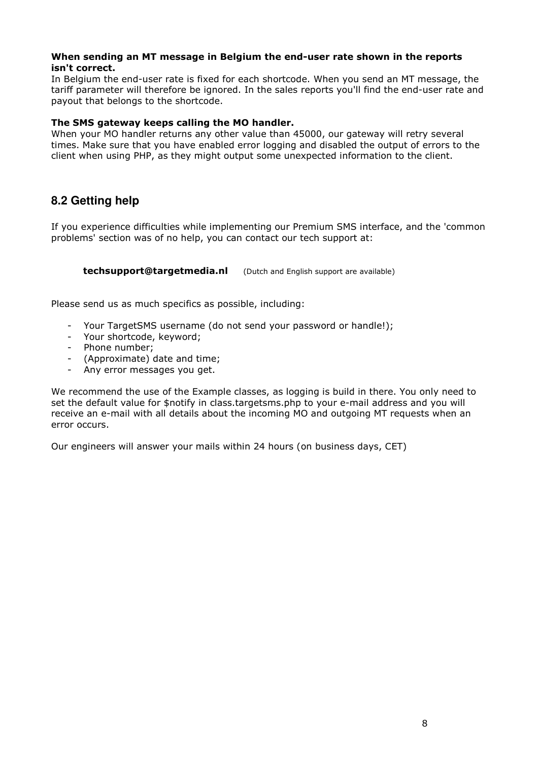**When sending an MT message in Belgium the end-user rate shown in the reports isn't correct.**
In Belgium the end-user rate is fixed for each shortcode. When you send an MT message, the tariff parameter will therefore be ignored. In the sales reports you'll find the end-user rate and payout that belongs to the shortcode.

**The SMS gateway keeps calling the MO handler.**
When your MO handler returns any other value than 45000, our gateway will retry several times. Make sure that you have enabled error logging and disabled the output of errors to the client when using PHP, as they might output some unexpected information to the client.

## 8.2 Getting help

If you experience difficulties while implementing our Premium SMS interface, and the 'common problems' section was of no help, you can contact our tech support at:

**techsupport@targetmedia.nl** (Dutch and English support are available)

Please send us as much specifics as possible, including:

- Your TargetSMS username (do not send your password or handle!);
- Your shortcode, keyword;
- Phone number;
- (Approximate) date and time;
- Any error messages you get.

We recommend the use of the Example classes, as logging is build in there. You only need to set the default value for $notify in class.targetsms.php to your e-mail address and you will receive an e-mail with all details about the incoming MO and outgoing MT requests when an error occurs.

Our engineers will answer your mails within 24 hours (on business days, CET)